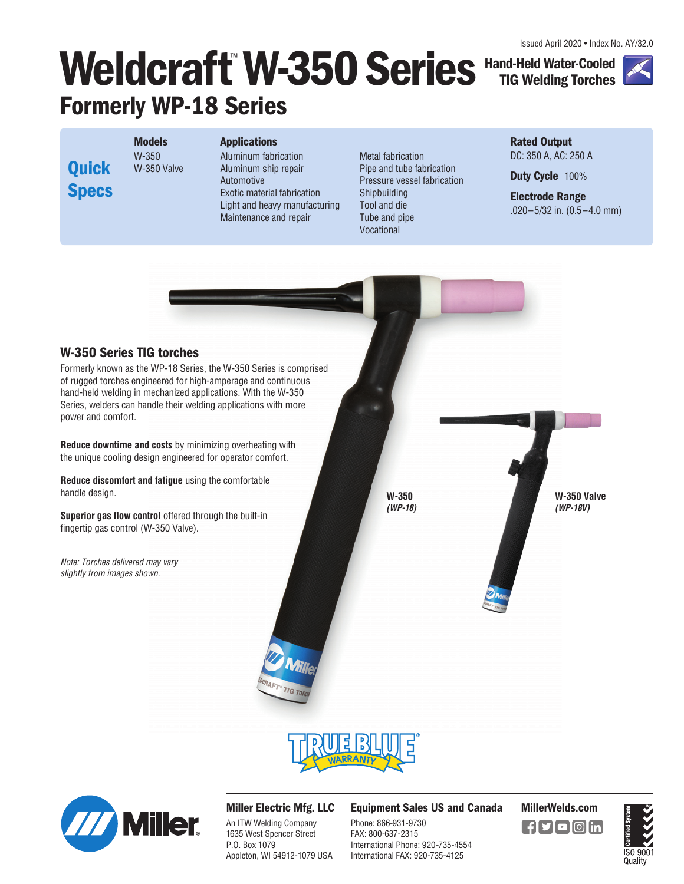Issued April 2020 • Index No. AY/32.0

# Weldcraft™ W-350 Series

## Formerly WP-18 Series

**Hand-Held Water-Cooled TIG Welding Torches**

## Quick Specs

**Models**
W-350
W-350 Valve

**Applications**
Aluminum fabrication
Aluminum ship repair
Automotive
Exotic material fabrication
Light and heavy manufacturing
Maintenance and repair
Metal fabrication
Pipe and tube fabrication
Pressure vessel fabrication
Shipbuilding
Tool and die
Tube and pipe
Vocational

**Rated Output**
DC: 350 A, AC: 250 A

**Duty Cycle** 100%

**Electrode Range**
.020–5/32 in. (0.5–4.0 mm)

### W-350 Series TIG torches

Formerly known as the WP-18 Series, the W-350 Series is comprised of rugged torches engineered for high-amperage and continuous hand-held welding in mechanized applications. With the W-350 Series, welders can handle their welding applications with more power and comfort.

**Reduce downtime and costs** by minimizing overheating with the unique cooling design engineered for operator comfort.

**Reduce discomfort and fatigue** using the comfortable handle design.

**Superior gas flow control** offered through the built-in fingertip gas control (W-350 Valve).

*Note: Torches delivered may vary slightly from images shown.*

**W-350**
***(WP-18)***

**W-350 Valve**
***(WP-18V)***

TRUE BLUE® WARRANTY

**Miller Electric Mfg. LLC**
An ITW Welding Company
1635 West Spencer Street
P.O. Box 1079
Appleton, WI 54912-1079 USA

**Equipment Sales US and Canada**
Phone: 866-931-9730
FAX: 800-637-2315
International Phone: 920-735-4554
International FAX: 920-735-4125

**MillerWelds.com**

Certified System ISO 9001 Quality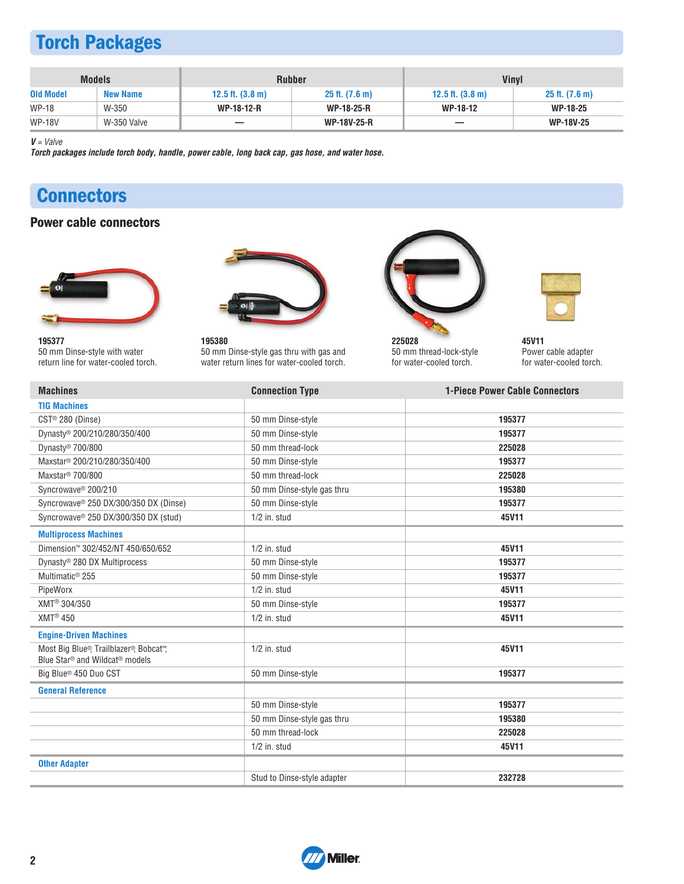# Torch Packages

| Models | | Rubber | | Vinyl | |
|---|---|---|---|---|---|
| Old Model | New Name | 12.5 ft. (3.8 m) | 25 ft. (7.6 m) | 12.5 ft. (3.8 m) | 25 ft. (7.6 m) |
| WP-18 | W-350 | **WP-18-12-R** | **WP-18-25-R** | **WP-18-12** | **WP-18-25** |
| WP-18V | W-350 Valve | — | **WP-18V-25-R** | — | **WP-18V-25** |

***V** = Valve*
***Torch packages include torch body, handle, power cable, long back cap, gas hose, and water hose.***

# Connectors

## Power cable connectors

**195377**
50 mm Dinse-style with water return line for water-cooled torch.

**195380**
50 mm Dinse-style gas thru with gas and water return lines for water-cooled torch.

**225028**
50 mm thread-lock-style for water-cooled torch.

**45V11**
Power cable adapter for water-cooled torch.

| Machines | Connection Type | 1-Piece Power Cable Connectors |
|---|---|---|
| **TIG Machines** | | |
| CST® 280 (Dinse) | 50 mm Dinse-style | **195377** |
| Dynasty® 200/210/280/350/400 | 50 mm Dinse-style | **195377** |
| Dynasty® 700/800 | 50 mm thread-lock | **225028** |
| Maxstar® 200/210/280/350/400 | 50 mm Dinse-style | **195377** |
| Maxstar® 700/800 | 50 mm thread-lock | **225028** |
| Syncrowave® 200/210 | 50 mm Dinse-style gas thru | **195380** |
| Syncrowave® 250 DX/300/350 DX (Dinse) | 50 mm Dinse-style | **195377** |
| Syncrowave® 250 DX/300/350 DX (stud) | 1/2 in. stud | **45V11** |
| **Multiprocess Machines** | | |
| Dimension™ 302/452/NT 450/650/652 | 1/2 in. stud | **45V11** |
| Dynasty® 280 DX Multiprocess | 50 mm Dinse-style | **195377** |
| Multimatic® 255 | 50 mm Dinse-style | **195377** |
| PipeWorx | 1/2 in. stud | **45V11** |
| XMT® 304/350 | 50 mm Dinse-style | **195377** |
| XMT® 450 | 1/2 in. stud | **45V11** |
| **Engine-Driven Machines** | | |
| Most Big Blue®, Trailblazer®, Bobcat™, Blue Star® and Wildcat® models | 1/2 in. stud | **45V11** |
| Big Blue® 450 Duo CST | 50 mm Dinse-style | **195377** |
| **General Reference** | | |
| | 50 mm Dinse-style | **195377** |
| | 50 mm Dinse-style gas thru | **195380** |
| | 50 mm thread-lock | **225028** |
| | 1/2 in. stud | **45V11** |
| **Other Adapter** | | |
| | Stud to Dinse-style adapter | **232728** |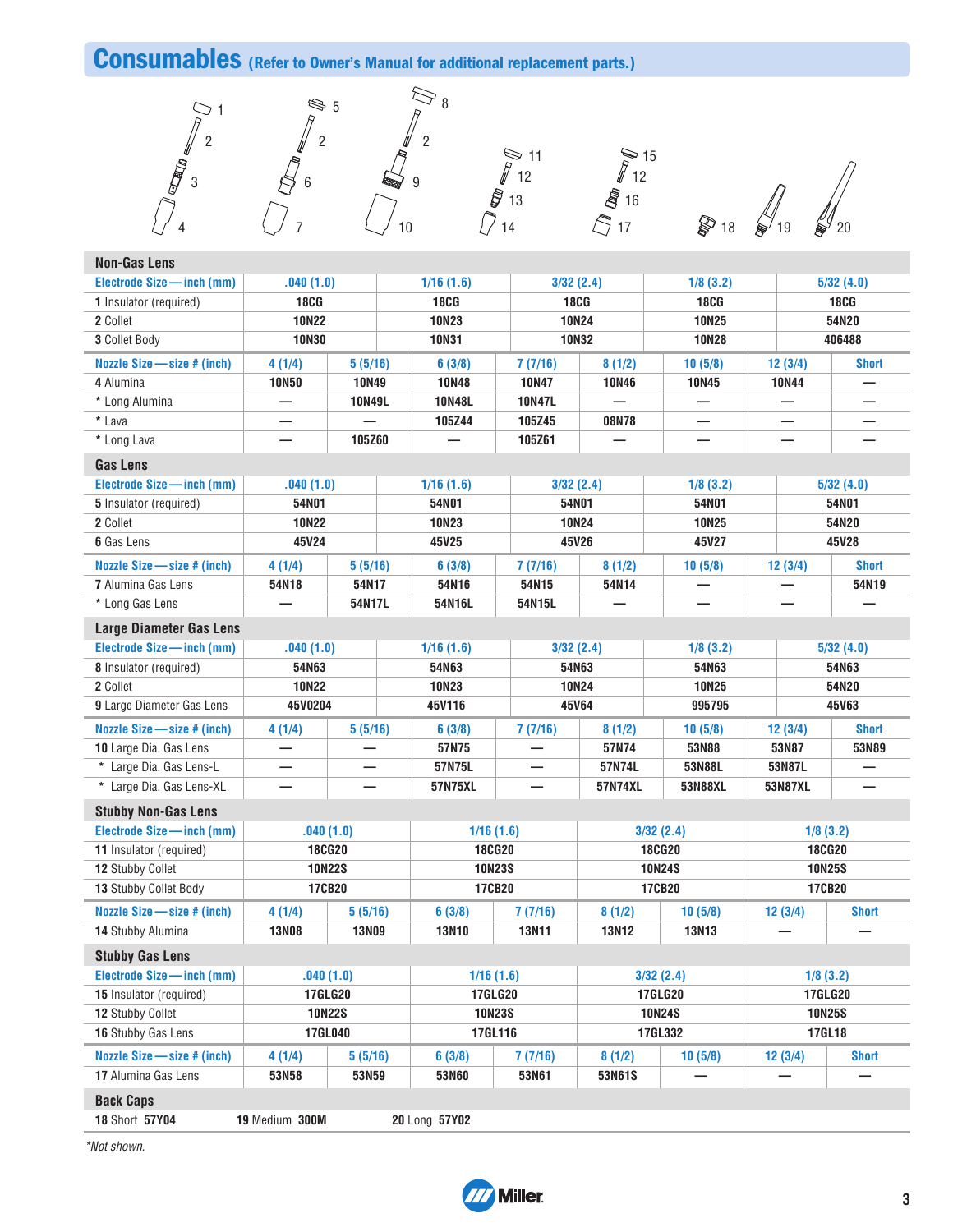## Consumables (Refer to Owner's Manual for additional replacement parts.)

### Non-Gas Lens

| Electrode Size — inch (mm) | .040 (1.0) | | 1/16 (1.6) | | 3/32 (2.4) | | 1/8 (3.2) | | 5/32 (4.0) |
|---|---|---|---|---|---|---|---|---|---|
| 1 Insulator (required) | 18CG | | 18CG | | 18CG | | 18CG | | 18CG |
| 2 Collet | 10N22 | | 10N23 | | 10N24 | | 10N25 | | 54N20 |
| 3 Collet Body | 10N30 | | 10N31 | | 10N32 | | 10N28 | | 406488 |

| Nozzle Size — size # (inch) | 4 (1/4) | 5 (5/16) | 6 (3/8) | 7 (7/16) | 8 (1/2) | 10 (5/8) | 12 (3/4) | Short |
|---|---|---|---|---|---|---|---|---|
| 4 Alumina | 10N50 | 10N49 | 10N48 | 10N47 | 10N46 | 10N45 | 10N44 | — |
| * Long Alumina | — | 10N49L | 10N48L | 10N47L | — | — | — | — |
| * Lava | — | — | 105Z44 | 105Z45 | 08N78 | — | — | — |
| * Long Lava | — | 105Z60 | — | 105Z61 | — | — | — | — |

### Gas Lens

| Electrode Size — inch (mm) | .040 (1.0) | | 1/16 (1.6) | | 3/32 (2.4) | | 1/8 (3.2) | | 5/32 (4.0) |
|---|---|---|---|---|---|---|---|---|---|
| 5 Insulator (required) | 54N01 | | 54N01 | | 54N01 | | 54N01 | | 54N01 |
| 2 Collet | 10N22 | | 10N23 | | 10N24 | | 10N25 | | 54N20 |
| 6 Gas Lens | 45V24 | | 45V25 | | 45V26 | | 45V27 | | 45V28 |

| Nozzle Size — size # (inch) | 4 (1/4) | 5 (5/16) | 6 (3/8) | 7 (7/16) | 8 (1/2) | 10 (5/8) | 12 (3/4) | Short |
|---|---|---|---|---|---|---|---|---|
| 7 Alumina Gas Lens | 54N18 | 54N17 | 54N16 | 54N15 | 54N14 | — | — | 54N19 |
| * Long Gas Lens | — | 54N17L | 54N16L | 54N15L | — | — | — | — |

### Large Diameter Gas Lens

| Electrode Size — inch (mm) | .040 (1.0) | | 1/16 (1.6) | | 3/32 (2.4) | | 1/8 (3.2) | | 5/32 (4.0) |
|---|---|---|---|---|---|---|---|---|---|
| 8 Insulator (required) | 54N63 | | 54N63 | | 54N63 | | 54N63 | | 54N63 |
| 2 Collet | 10N22 | | 10N23 | | 10N24 | | 10N25 | | 54N20 |
| 9 Large Diameter Gas Lens | 45V0204 | | 45V116 | | 45V64 | | 995795 | | 45V63 |

| Nozzle Size — size # (inch) | 4 (1/4) | 5 (5/16) | 6 (3/8) | 7 (7/16) | 8 (1/2) | 10 (5/8) | 12 (3/4) | Short |
|---|---|---|---|---|---|---|---|---|
| 10 Large Dia. Gas Lens | — | — | 57N75 | — | 57N74 | 53N88 | 53N87 | 53N89 |
| * Large Dia. Gas Lens-L | — | — | 57N75L | — | 57N74L | 53N88L | 53N87L | — |
| * Large Dia. Gas Lens-XL | — | — | 57N75XL | — | 57N74XL | 53N88XL | 53N87XL | — |

### Stubby Non-Gas Lens

| Electrode Size — inch (mm) | .040 (1.0) | | 1/16 (1.6) | | 3/32 (2.4) | | 1/8 (3.2) | |
|---|---|---|---|---|---|---|---|---|
| 11 Insulator (required) | 18CG20 | | 18CG20 | | 18CG20 | | 18CG20 | |
| 12 Stubby Collet | 10N22S | | 10N23S | | 10N24S | | 10N25S | |
| 13 Stubby Collet Body | 17CB20 | | 17CB20 | | 17CB20 | | 17CB20 | |

| Nozzle Size — size # (inch) | 4 (1/4) | 5 (5/16) | 6 (3/8) | 7 (7/16) | 8 (1/2) | 10 (5/8) | 12 (3/4) | Short |
|---|---|---|---|---|---|---|---|---|
| 14 Stubby Alumina | 13N08 | 13N09 | 13N10 | 13N11 | 13N12 | 13N13 | — | — |

### Stubby Gas Lens

| Electrode Size — inch (mm) | .040 (1.0) | | 1/16 (1.6) | | 3/32 (2.4) | | 1/8 (3.2) | |
|---|---|---|---|---|---|---|---|---|
| 15 Insulator (required) | 17GLG20 | | 17GLG20 | | 17GLG20 | | 17GLG20 | |
| 12 Stubby Collet | 10N22S | | 10N23S | | 10N24S | | 10N25S | |
| 16 Stubby Gas Lens | 17GL040 | | 17GL116 | | 17GL332 | | 17GL18 | |

| Nozzle Size — size # (inch) | 4 (1/4) | 5 (5/16) | 6 (3/8) | 7 (7/16) | 8 (1/2) | 10 (5/8) | 12 (3/4) | Short |
|---|---|---|---|---|---|---|---|---|
| 17 Alumina Gas Lens | 53N58 | 53N59 | 53N60 | 53N61 | 53N61S | — | — | — |

### Back Caps

**18** Short **57Y04** **19** Medium **300M** **20** Long **57Y02**

*Not shown.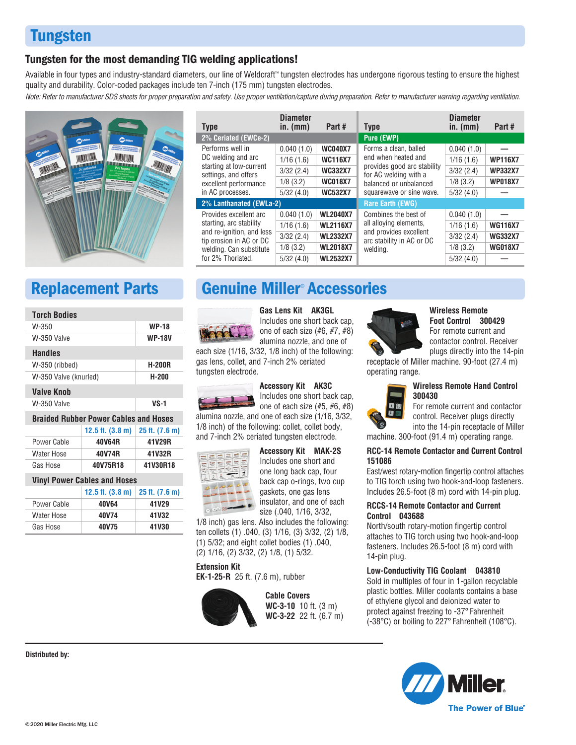# Tungsten

## Tungsten for the most demanding TIG welding applications!

Available in four types and industry-standard diameters, our line of Weldcraft™ tungsten electrodes has undergone rigorous testing to ensure the highest quality and durability. Color-coded packages include ten 7-inch (175 mm) tungsten electrodes.

*Note: Refer to manufacturer SDS sheets for proper preparation and safety. Use proper ventilation/capture during preparation. Refer to manufacturer warning regarding ventilation.*

| Type | Diameter in. (mm) | Part # | Type | Diameter in. (mm) | Part # |
|---|---|---|---|---|---|
| **2% Ceriated (EWCe-2)** | | | **Pure (EWP)** | | |
| Performs well in DC welding and arc starting at low-current settings, and offers excellent performance in AC processes. | 0.040 (1.0) | **WC040X7** | Forms a clean, balled end when heated and provides good arc stability for AC welding with a balanced or unbalanced squarewave or sine wave. | 0.040 (1.0) | — |
| | 1/16 (1.6) | **WC116X7** | | 1/16 (1.6) | **WP116X7** |
| | 3/32 (2.4) | **WC332X7** | | 3/32 (2.4) | **WP332X7** |
| | 1/8 (3.2) | **WC018X7** | | 1/8 (3.2) | **WP018X7** |
| | 5/32 (4.0) | **WC532X7** | | 5/32 (4.0) | — |
| **2% Lanthanated (EWLa-2)** | | | **Rare Earth (EWG)** | | |
| Provides excellent arc starting, arc stability and re-ignition, and less tip erosion in AC or DC welding. Can substitute for 2% Thoriated. | 0.040 (1.0) | **WL2040X7** | Combines the best of all alloying elements, and provides excellent arc stability in AC or DC welding. | 0.040 (1.0) | — |
| | 1/16 (1.6) | **WL2116X7** | | 1/16 (1.6) | **WG116X7** |
| | 3/32 (2.4) | **WL2332X7** | | 3/32 (2.4) | **WG332X7** |
| | 1/8 (3.2) | **WL2018X7** | | 1/8 (3.2) | **WG018X7** |
| | 5/32 (4.0) | **WL2532X7** | | 5/32 (4.0) | — |

# Replacement Parts

| | | |
|---|---|---|
| **Torch Bodies** | | |
| W-350 | **WP-18** | |
| W-350 Valve | **WP-18V** | |
| **Handles** | | |
| W-350 (ribbed) | **H-200R** | |
| W-350 Valve (knurled) | **H-200** | |
| **Valve Knob** | | |
| W-350 Valve | **VS-1** | |
| **Braided Rubber Power Cables and Hoses** | | |
| | 12.5 ft. (3.8 m) | 25 ft. (7.6 m) |
| Power Cable | **40V64R** | **41V29R** |
| Water Hose | **40V74R** | **41V32R** |
| Gas Hose | **40V75R18** | **41V30R18** |
| **Vinyl Power Cables and Hoses** | | |
| | 12.5 ft. (3.8 m) | 25 ft. (7.6 m) |
| Power Cable | **40V64** | **41V29** |
| Water Hose | **40V74** | **41V32** |
| Gas Hose | **40V75** | **41V30** |

# Genuine Miller® Accessories

**Gas Lens Kit AK3GL**
Includes one short back cap, one of each size (#6, #7, #8) alumina nozzle, and one of each size (1/16, 3/32, 1/8 inch) of the following: gas lens, collet, and 7-inch 2% ceriated tungsten electrode.

**Accessory Kit AK3C**
Includes one short back cap, one of each size (#5, #6, #8) alumina nozzle, and one of each size (1/16, 3/32, 1/8 inch) of the following: collet, collet body, and 7-inch 2% ceriated tungsten electrode.

**Accessory Kit MAK-2S**
Includes one short and one long back cap, four back cap o-rings, two cup gaskets, one gas lens insulator, and one of each size (.040, 1/16, 3/32, 1/8 inch) gas lens. Also includes the following: ten collets (1) .040, (3) 1/16, (3) 3/32, (2) 1/8, (1) 5/32; and eight collet bodies (1) .040, (2) 1/16, (2) 3/32, (2) 1/8, (1) 5/32.

**Extension Kit**
**EK-1-25-R** 25 ft. (7.6 m), rubber

**Cable Covers**
**WC-3-10** 10 ft. (3 m)
**WC-3-22** 22 ft. (6.7 m)

**Wireless Remote Foot Control 300429**
For remote current and contactor control. Receiver plugs directly into the 14-pin receptacle of Miller machine. 90-foot (27.4 m) operating range.

**Wireless Remote Hand Control 300430**
For remote current and contactor control. Receiver plugs directly into the 14-pin receptacle of Miller machine. 300-foot (91.4 m) operating range.

**RCC-14 Remote Contactor and Current Control 151086**
East/west rotary-motion fingertip control attaches to TIG torch using two hook-and-loop fasteners. Includes 26.5-foot (8 m) cord with 14-pin plug.

**RCCS-14 Remote Contactor and Current Control 043688**
North/south rotary-motion fingertip control attaches to TIG torch using two hook-and-loop fasteners. Includes 26.5-foot (8 m) cord with 14-pin plug.

**Low-Conductivity TIG Coolant 043810**
Sold in multiples of four in 1-gallon recyclable plastic bottles. Miller coolants contains a base of ethylene glycol and deionized water to protect against freezing to -37° Fahrenheit (-38°C) or boiling to 227° Fahrenheit (108°C).

**Distributed by:**

Miller
The Power of Blue®

© 2020 Miller Electric Mfg. LLC